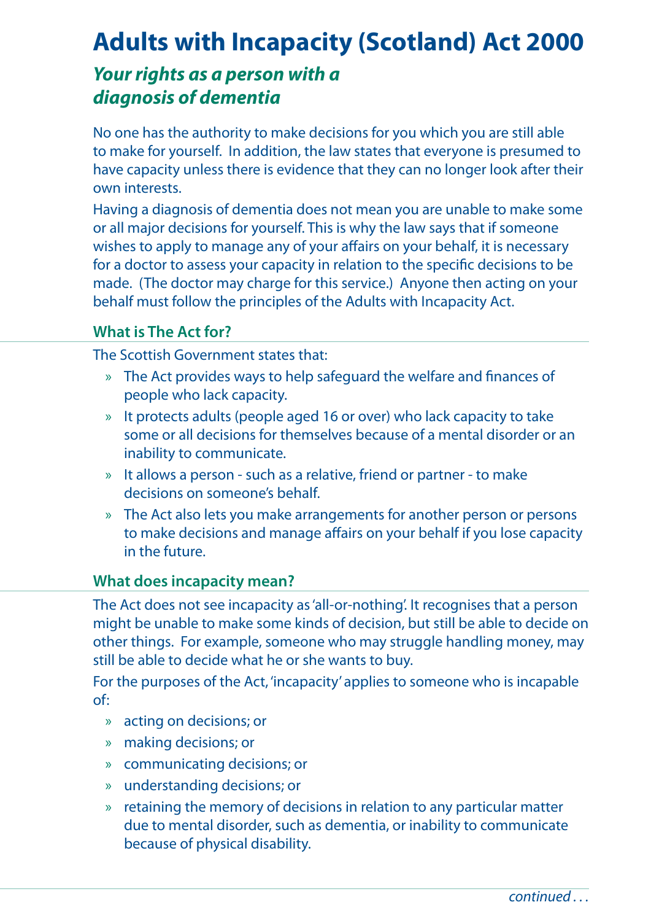# Adults with Incapacity (Scotland) Act 2000

## *Your rights as a person with a diagnosis of dementia*

No one has the authority to make decisions for you which you are still able to make for yourself. In addition, the law states that everyone is presumed to have capacity unless there is evidence that they can no longer look after their own interests.

Having a diagnosis of dementia does not mean you are unable to make some or all major decisions for yourself. This is why the law says that if someone wishes to apply to manage any of your affairs on your behalf, it is necessary for a doctor to assess your capacity in relation to the specific decisions to be made. (The doctor may charge for this service.) Anyone then acting on your behalf must follow the principles of the Adults with Incapacity Act.

### What is The Act for?

The Scottish Government states that:

- The Act provides ways to help safeguard the welfare and finances of people who lack capacity.
- It protects adults (people aged 16 or over) who lack capacity to take some or all decisions for themselves because of a mental disorder or an inability to communicate.
- It allows a person - such as a relative, friend or partner - to make decisions on someone's behalf.
- The Act also lets you make arrangements for another person or persons to make decisions and manage affairs on your behalf if you lose capacity in the future.

### What does incapacity mean?

The Act does not see incapacity as 'all-or-nothing'. It recognises that a person might be unable to make some kinds of decision, but still be able to decide on other things. For example, someone who may struggle handling money, may still be able to decide what he or she wants to buy.

For the purposes of the Act, 'incapacity' applies to someone who is incapable of:

- acting on decisions; or
- making decisions; or
- communicating decisions; or
- understanding decisions; or
- retaining the memory of decisions in relation to any particular matter due to mental disorder, such as dementia, or inability to communicate because of physical disability.

*continued . . .*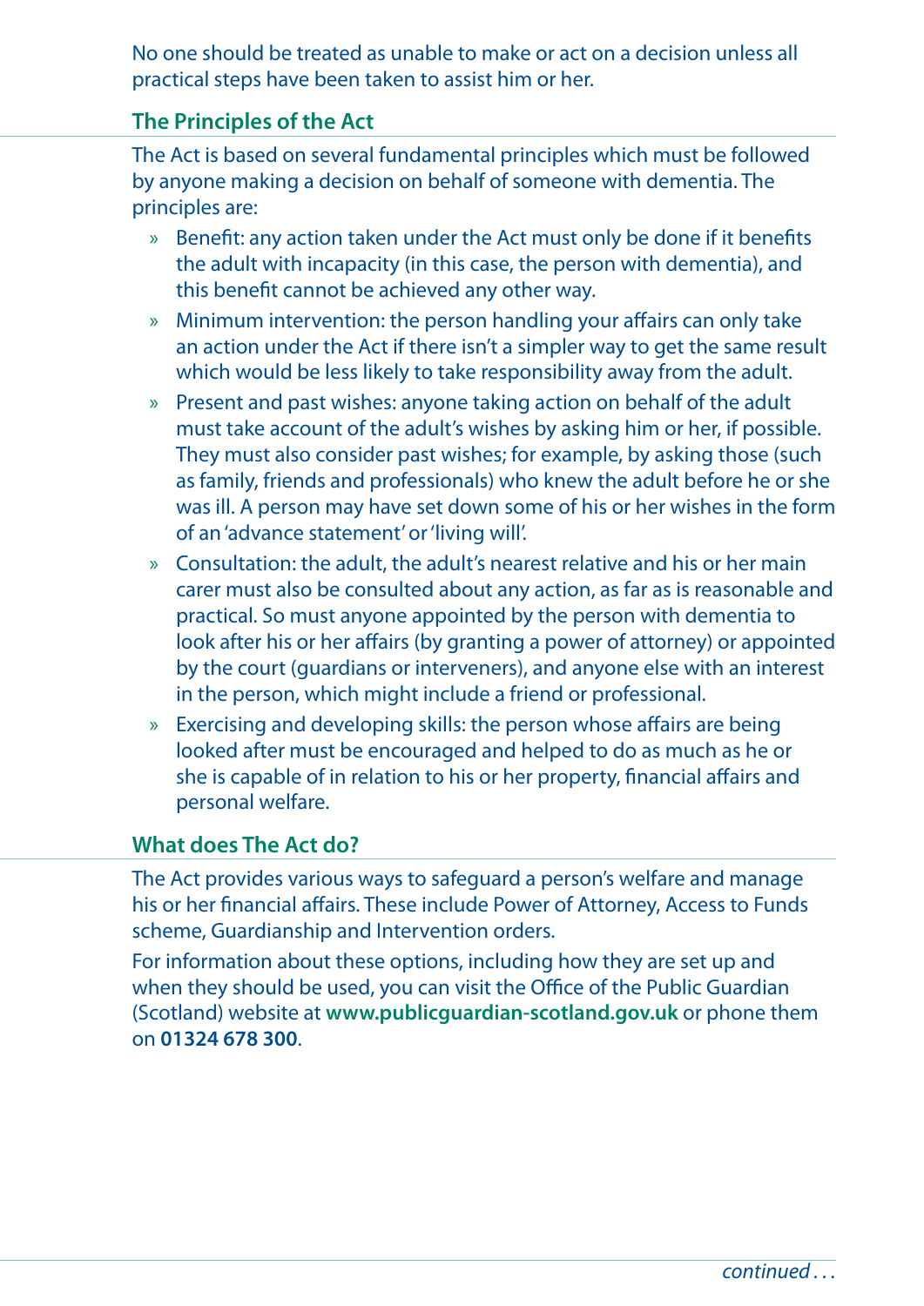No one should be treated as unable to make or act on a decision unless all practical steps have been taken to assist him or her.

## The Principles of the Act

The Act is based on several fundamental principles which must be followed by anyone making a decision on behalf of someone with dementia. The principles are:

- Benefit: any action taken under the Act must only be done if it benefits the adult with incapacity (in this case, the person with dementia), and this benefit cannot be achieved any other way.
- Minimum intervention: the person handling your affairs can only take an action under the Act if there isn't a simpler way to get the same result which would be less likely to take responsibility away from the adult.
- Present and past wishes: anyone taking action on behalf of the adult must take account of the adult's wishes by asking him or her, if possible. They must also consider past wishes; for example, by asking those (such as family, friends and professionals) who knew the adult before he or she was ill. A person may have set down some of his or her wishes in the form of an 'advance statement' or 'living will'.
- Consultation: the adult, the adult's nearest relative and his or her main carer must also be consulted about any action, as far as is reasonable and practical. So must anyone appointed by the person with dementia to look after his or her affairs (by granting a power of attorney) or appointed by the court (guardians or interveners), and anyone else with an interest in the person, which might include a friend or professional.
- Exercising and developing skills: the person whose affairs are being looked after must be encouraged and helped to do as much as he or she is capable of in relation to his or her property, financial affairs and personal welfare.

## What does The Act do?

The Act provides various ways to safeguard a person's welfare and manage his or her financial affairs. These include Power of Attorney, Access to Funds scheme, Guardianship and Intervention orders.

For information about these options, including how they are set up and when they should be used, you can visit the Office of the Public Guardian (Scotland) website at **www.publicguardian-scotland.gov.uk** or phone them on **01324 678 300**.

*continued . . .*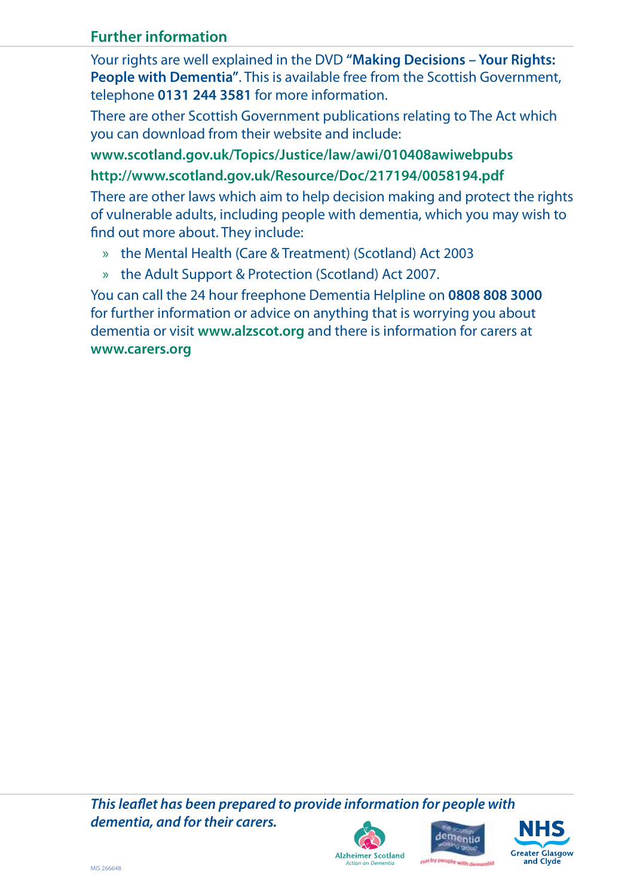## Further information

Your rights are well explained in the DVD **"Making Decisions – Your Rights: People with Dementia"**. This is available free from the Scottish Government, telephone **0131 244 3581** for more information.

There are other Scottish Government publications relating to The Act which you can download from their website and include:

**www.scotland.gov.uk/Topics/Justice/law/awi/010408awiwebpubs**

**http://www.scotland.gov.uk/Resource/Doc/217194/0058194.pdf**

There are other laws which aim to help decision making and protect the rights of vulnerable adults, including people with dementia, which you may wish to find out more about. They include:

- the Mental Health (Care & Treatment) (Scotland) Act 2003
- the Adult Support & Protection (Scotland) Act 2007.

You can call the 24 hour freephone Dementia Helpline on **0808 808 3000** for further information or advice on anything that is worrying you about dementia or visit **www.alzscot.org** and there is information for carers at **www.carers.org**

***This leaflet has been prepared to provide information for people with dementia, and for their carers.***

Alzheimer Scotland
Action on Dementia

the scottish dementia working group
run by people with dementia

NHS
Greater Glasgow and Clyde

MIS 266648